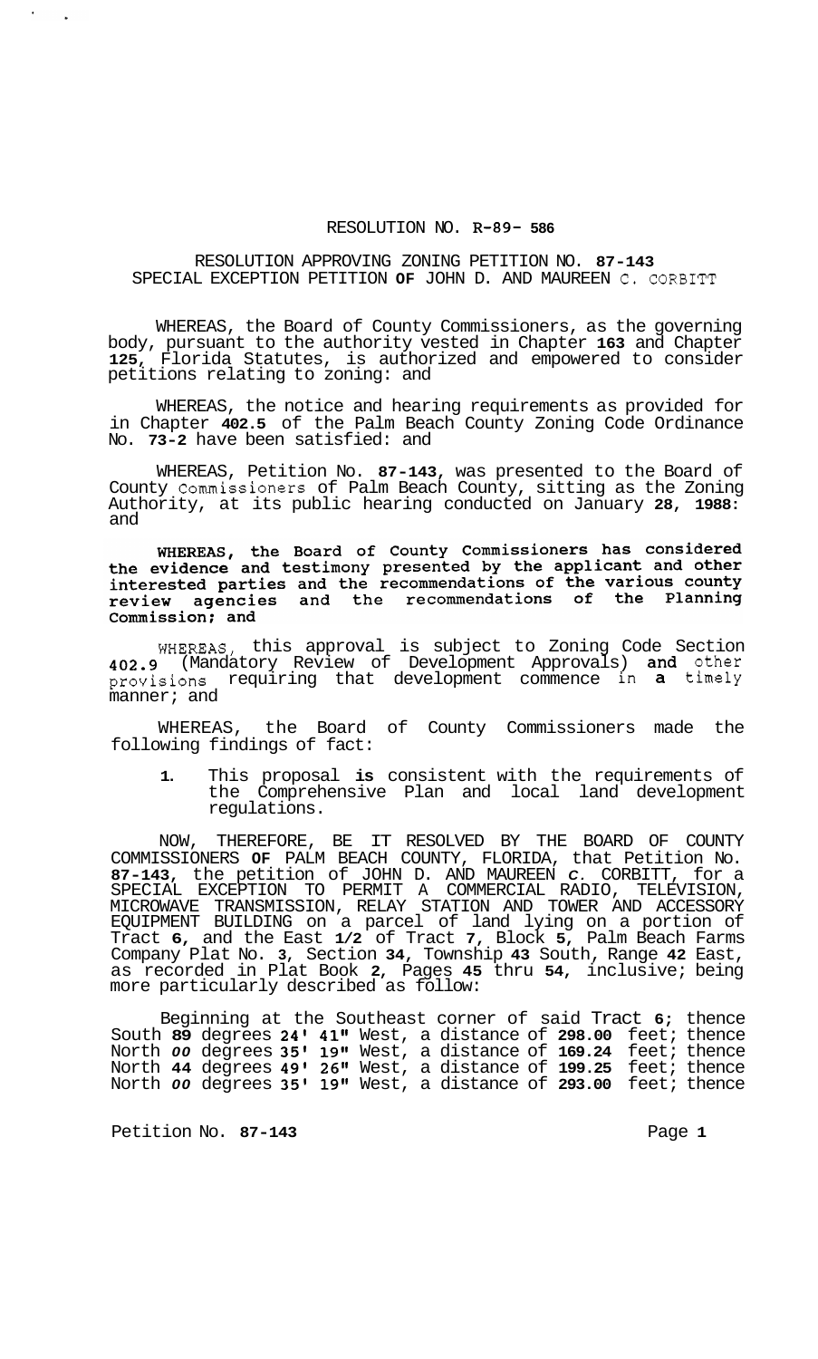RESOLUTION NO. R-89- 586

RESOLUTION APPROVING ZONING PETITION NO. 87-143
SPECIAL EXCEPTION PETITION OF JOHN D. AND MAUREEN C. CORBITT

WHEREAS, the Board of County Commissioners, as the governing body, pursuant to the authority vested in Chapter 163 and Chapter 125, Florida Statutes, is authorized and empowered to consider petitions relating to zoning: and

WHEREAS, the notice and hearing requirements as provided for in Chapter 402.5 of the Palm Beach County Zoning Code Ordinance No. 73-2 have been satisfied: and

WHEREAS, Petition No. 87-143, was presented to the Board of County Commissioners of Palm Beach County, sitting as the Zoning Authority, at its public hearing conducted on January 28, 1988: and

WHEREAS, the Board of County Commissioners has considered the evidence and testimony presented by the applicant and other interested parties and the recommendations of the various county review agencies and the recommendations of the Planning Commission; and

WHEREAS, this approval is subject to Zoning Code Section 402.9 (Mandatory Review of Development Approvals) and other provisions requiring that development commence in a timely manner; and

WHEREAS, the Board of County Commissioners made the following findings of fact:

1. This proposal is consistent with the requirements of the Comprehensive Plan and local land development regulations.

NOW, THEREFORE, BE IT RESOLVED BY THE BOARD OF COUNTY COMMISSIONERS OF PALM BEACH COUNTY, FLORIDA, that Petition No. 87-143, the petition of JOHN D. AND MAUREEN C. CORBITT, for a SPECIAL EXCEPTION TO PERMIT A COMMERCIAL RADIO, TELEVISION, MICROWAVE TRANSMISSION, RELAY STATION AND TOWER AND ACCESSORY EQUIPMENT BUILDING on a parcel of land lying on a portion of Tract 6, and the East 1/2 of Tract 7, Block 5, Palm Beach Farms Company Plat No. 3, Section 34, Township 43 South, Range 42 East, as recorded in Plat Book 2, Pages 45 thru 54, inclusive; being more particularly described as follow:

Beginning at the Southeast corner of said Tract 6; thence South 89 degrees 24' 41" West, a distance of 298.00 feet; thence North 00 degrees 35' 19" West, a distance of 169.24 feet; thence North 44 degrees 49' 26" West, a distance of 199.25 feet; thence North 00 degrees 35' 19" West, a distance of 293.00 feet; thence

Petition No. 87-143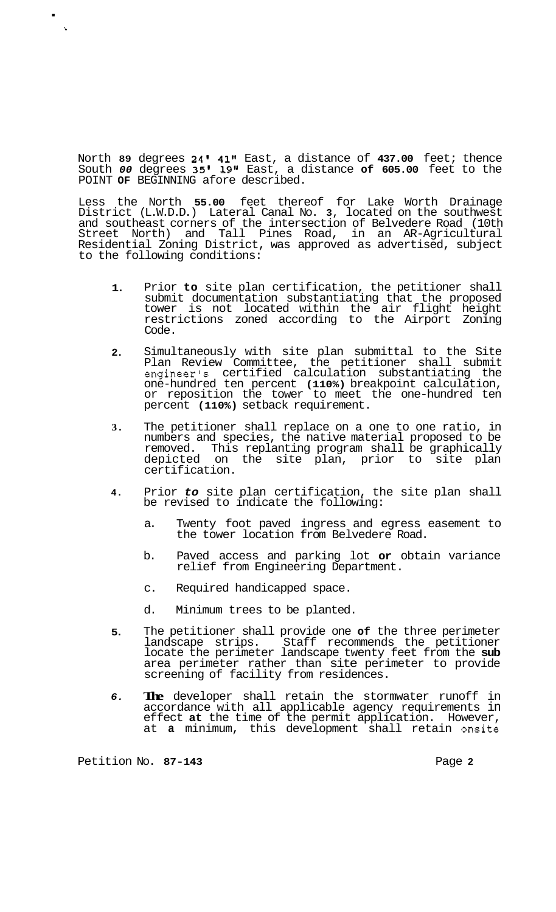North 89 degrees 24' 41" East, a distance of 437.00 feet; thence South 00 degrees 35' 19" East, a distance of 605.00 feet to the POINT OF BEGINNING afore described.

Less the North 55.00 feet thereof for Lake Worth Drainage District (L.W.D.D.) Lateral Canal No. 3, located on the southwest and southeast corners of the intersection of Belvedere Road (10th Street North) and Tall Pines Road, in an AR-Agricultural Residential Zoning District, was approved as advertised, subject to the following conditions:

1. Prior to site plan certification, the petitioner shall submit documentation substantiating that the proposed tower is not located within the air flight height restrictions zoned according to the Airport Zoning Code.

2. Simultaneously with site plan submittal to the Site Plan Review Committee, the petitioner shall submit engineer's certified calculation substantiating the one-hundred ten percent (110%) breakpoint calculation, or reposition the tower to meet the one-hundred ten percent (110%) setback requirement.

3. The petitioner shall replace on a one to one ratio, in numbers and species, the native material proposed to be removed. This replanting program shall be graphically depicted on the site plan, prior to site plan certification.

4. Prior to site plan certification, the site plan shall be revised to indicate the following:

   a. Twenty foot paved ingress and egress easement to the tower location from Belvedere Road.

   b. Paved access and parking lot or obtain variance relief from Engineering Department.

   c. Required handicapped space.

   d. Minimum trees to be planted.

5. The petitioner shall provide one of the three perimeter landscape strips. Staff recommends the petitioner locate the perimeter landscape twenty feet from the sub area perimeter rather than site perimeter to provide screening of facility from residences.

6. The developer shall retain the stormwater runoff in accordance with all applicable agency requirements in effect at the time of the permit application. However, at a minimum, this development shall retain onsite

Petition No. 87-143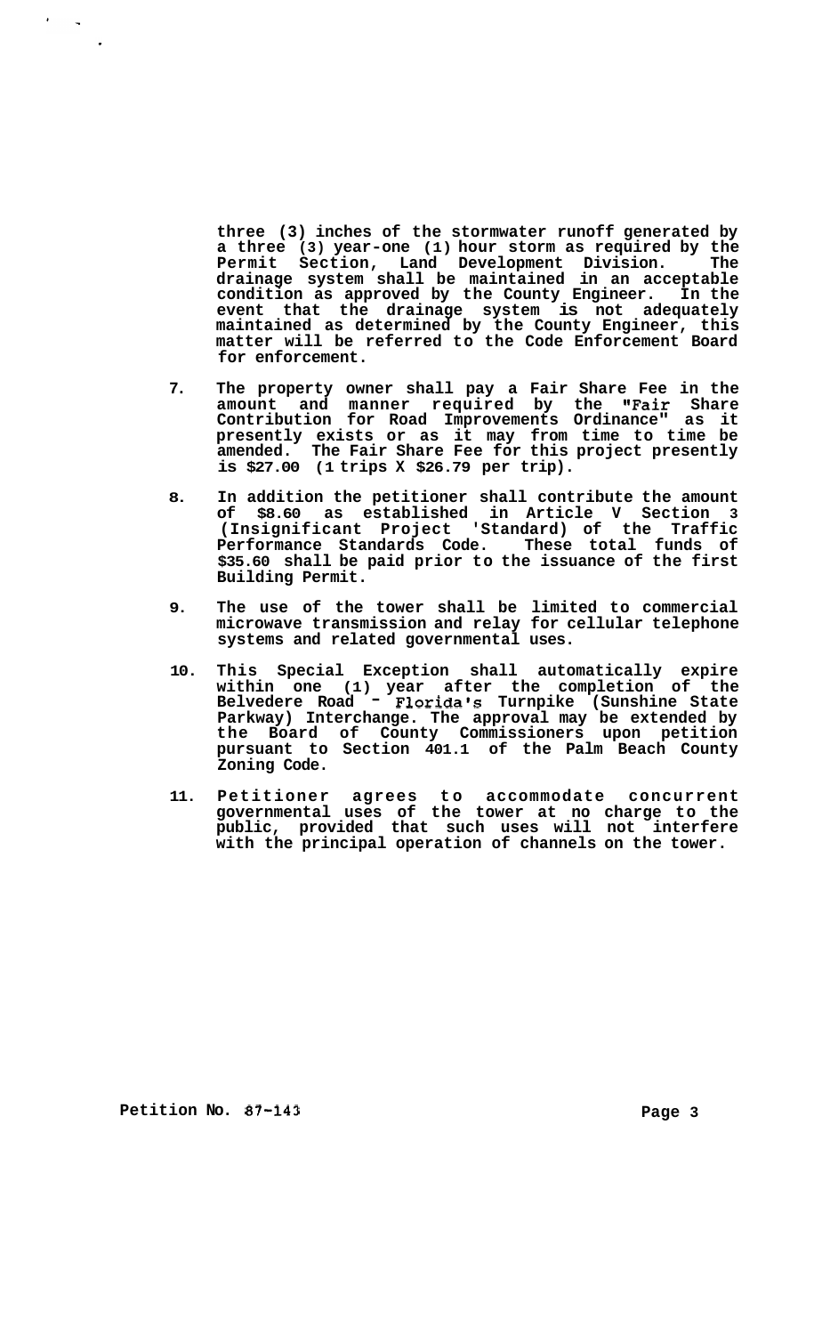three (3) inches of the stormwater runoff generated by a three (3) year-one (1) hour storm as required by the Permit Section, Land Development Division. The drainage system shall be maintained in an acceptable condition as approved by the County Engineer. In the event that the drainage system is not adequately maintained as determined by the County Engineer, this matter will be referred to the Code Enforcement Board for enforcement.

7. The property owner shall pay a Fair Share Fee in the amount and manner required by the "Fair Share Contribution for Road Improvements Ordinance" as it presently exists or as it may from time to time be amended. The Fair Share Fee for this project presently is $27.00 (1 trips X $26.79 per trip).

8. In addition the petitioner shall contribute the amount of $8.60 as established in Article V Section 3 (Insignificant Project 'Standard) of the Traffic Performance Standards Code. These total funds of $35.60 shall be paid prior to the issuance of the first Building Permit.

9. The use of the tower shall be limited to commercial microwave transmission and relay for cellular telephone systems and related governmental uses.

10. This Special Exception shall automatically expire within one (1) year after the completion of the Belvedere Road - Florida's Turnpike (Sunshine State Parkway) Interchange. The approval may be extended by the Board of County Commissioners upon petition pursuant to Section 401.1 of the Palm Beach County Zoning Code.

11. Petitioner agrees to accommodate concurrent governmental uses of the tower at no charge to the public, provided that such uses will not interfere with the principal operation of channels on the tower.

Petition No. 87-143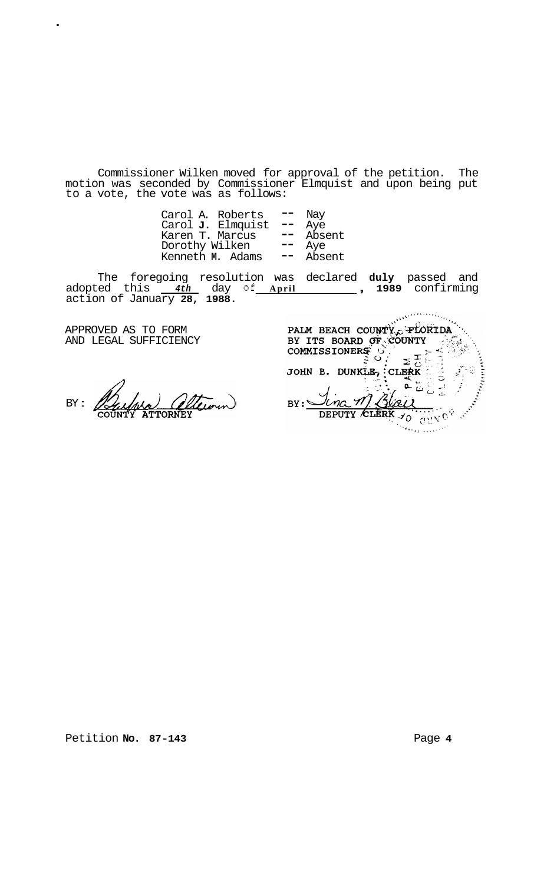Commissioner Wilken moved for approval of the petition. The motion was seconded by Commissioner Elmquist and upon being put to a vote, the vote was as follows:

| | | |
|---|---|---|
| Carol A. Roberts | -- | Nay |
| Carol J. Elmquist | -- | Aye |
| Karen T. Marcus | -- | Absent |
| Dorothy Wilken | -- | Aye |
| Kenneth M. Adams | -- | Absent |

The foregoing resolution was declared duly passed and adopted this 4th day of April, 1989 confirming action of January 28, 1988.

APPROVED AS TO FORM AND LEGAL SUFFICIENCY

BY: COUNTY ATTORNEY

PALM BEACH COUNTY, FLORIDA BY ITS BOARD OF COUNTY COMMISSIONERS

JOHN B. DUNKLE, CLERK

BY: DEPUTY CLERK

Petition No. 87-143